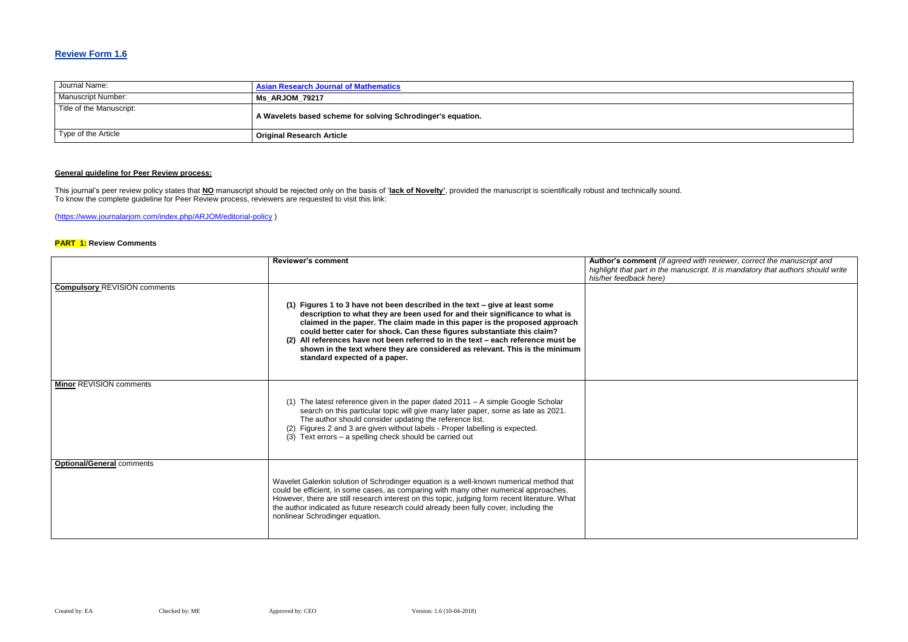## Review Form 1.6

| Journal Name: | Asian Research Journal of Mathematics |
|---|---|
| Manuscript Number: | **Ms_ARJOM_79217** |
| Title of the Manuscript: | **A Wavelets based scheme for solving Schrodinger's equation.** |
| Type of the Article | **Original Research Article** |

**General guideline for Peer Review process:**

This journal's peer review policy states that **NO** manuscript should be rejected only on the basis of '**lack of Novelty**', provided the manuscript is scientifically robust and technically sound.
To know the complete guideline for Peer Review process, reviewers are requested to visit this link:

(https://www.journalarjom.com/index.php/ARJOM/editorial-policy )

**PART 1:** **Review Comments**

| | **Reviewer's comment** | **Author's comment** *(if agreed with reviewer, correct the manuscript and highlight that part in the manuscript. It is mandatory that authors should write his/her feedback here)* |
|---|---|---|
| **Compulsory** REVISION comments | **(1) Figures 1 to 3 have not been described in the text – give at least some description to what they are been used for and their significance to what is claimed in the paper. The claim made in this paper is the proposed approach could better cater for shock. Can these figures substantiate this claim?**<br>**(2) All references have not been referred to in the text – each reference must be shown in the text where they are considered as relevant. This is the minimum standard expected of a paper.** | |
| **Minor** REVISION comments | (1) The latest reference given in the paper dated 2011 – A simple Google Scholar search on this particular topic will give many later paper, some as late as 2021. The author should consider updating the reference list.<br>(2) Figures 2 and 3 are given without labels - Proper labelling is expected.<br>(3) Text errors – a spelling check should be carried out | |
| **Optional/General** comments | Wavelet Galerkin solution of Schrodinger equation is a well-known numerical method that could be efficient, in some cases, as comparing with many other numerical approaches. However, there are still research interest on this topic, judging form recent literature. What the author indicated as future research could already been fully cover, including the nonlinear Schrodinger equation. | |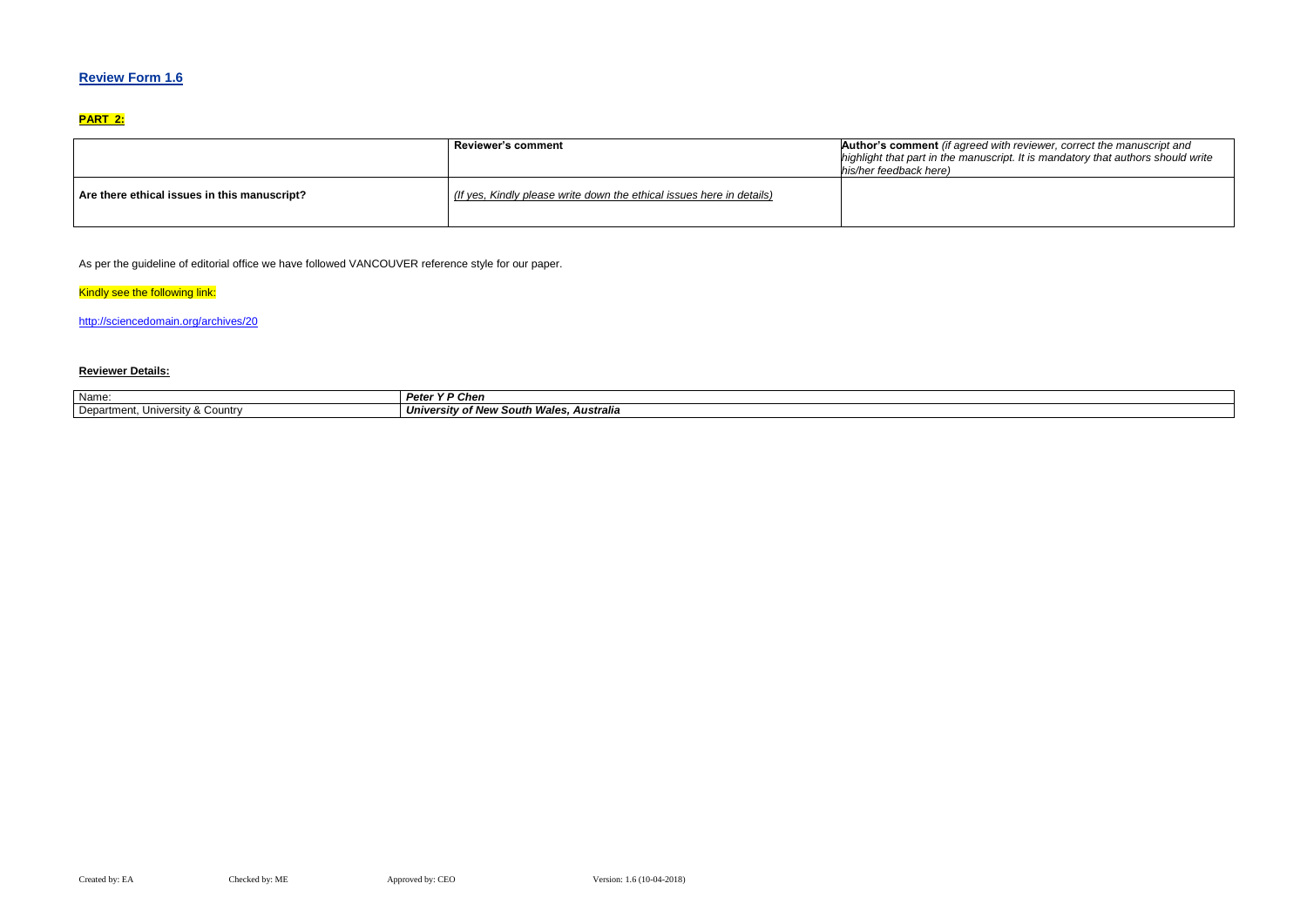## Review Form 1.6

**PART 2:**

| | Reviewer's comment | **Author's comment** *(if agreed with reviewer, correct the manuscript and highlight that part in the manuscript. It is mandatory that authors should write his/her feedback here)* |
|---|---|---|
| **Are there ethical issues in this manuscript?** | *(If yes, Kindly please write down the ethical issues here in details)* | |

As per the guideline of editorial office we have followed VANCOUVER reference style for our paper.

Kindly see the following link:

http://sciencedomain.org/archives/20

**Reviewer Details:**

| | |
|---|---|
| Name: | ***Peter Y P Chen*** |
| Department, University & Country | ***University of New South Wales, Australia*** |

Created by: EA Checked by: ME Approved by: CEO Version: 1.6 (10-04-2018)